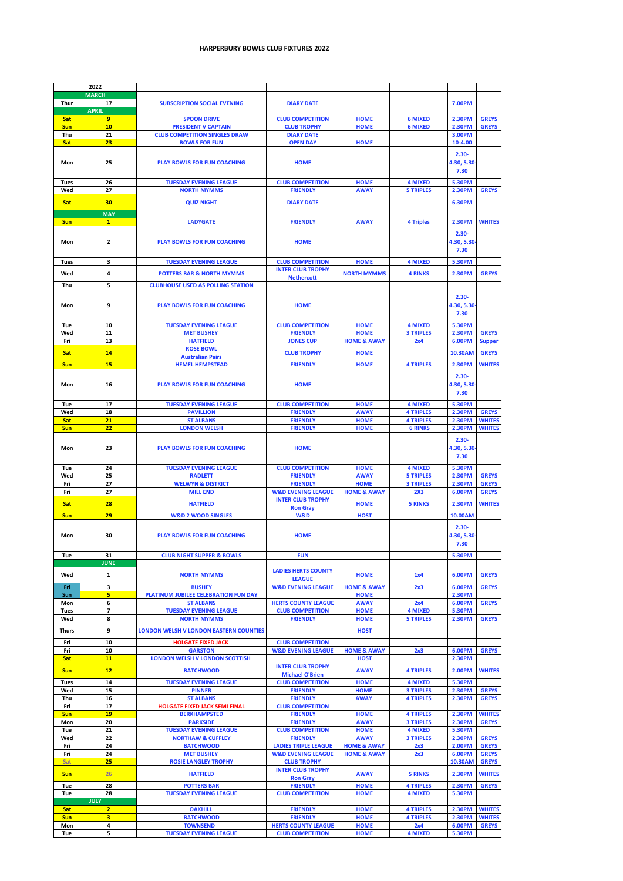# HARPERBURY BOWLS CLUB FIXTURES 2022

| | 2022 | | | | | | |
|---|---|---|---|---|---|---|---|
| | MARCH | | | | | | |
| Thur | 17 | SUBSCRIPTION SOCIAL EVENING | DIARY DATE | | | 7.00PM | |
| | APRIL | | | | | | |
| Sat | 9 | SPOON DRIVE | CLUB COMPETITION | HOME | 6 MIXED | 2.30PM | GREYS |
| Sun | 10 | PRESIDENT V CAPTAIN | CLUB TROPHY | HOME | 6 MIXED | 2.30PM | GREYS |
| Thu | 21 | CLUB COMPETITION SINGLES DRAW | DIARY DATE | | | 3.00PM | |
| Sat | 23 | BOWLS FOR FUN | OPEN DAY | HOME | | 10-4.00 | |
| Mon | 25 | PLAY BOWLS FOR FUN COACHING | HOME | | | 2.30-4.30, 5.30-7.30 | |
| Tues | 26 | TUESDAY EVENING LEAGUE | CLUB COMPETITION | HOME | 4 MIXED | 5.30PM | |
| Wed | 27 | NORTH MYMMS | FRIENDLY | AWAY | 5 TRIPLES | 2.30PM | GREYS |
| Sat | 30 | QUIZ NIGHT | DIARY DATE | | | 6.30PM | |
| | MAY | | | | | | |
| Sun | 1 | LADYGATE | FRIENDLY | AWAY | 4 Triples | 2.30PM | WHITES |
| Mon | 2 | PLAY BOWLS FOR FUN COACHING | HOME | | | 2.30-4.30, 5.30-7.30 | |
| Tues | 3 | TUESDAY EVENING LEAGUE | CLUB COMPETITION | HOME | 4 MIXED | 5.30PM | |
| Wed | 4 | POTTERS BAR & NORTH MYMMS | INTER CLUB TROPHY Nethercott | NORTH MYMMS | 4 RINKS | 2.30PM | GREYS |
| Thu | 5 | CLUBHOUSE USED AS POLLING STATION | | | | | |
| Mon | 9 | PLAY BOWLS FOR FUN COACHING | HOME | | | 2.30-4.30, 5.30-7.30 | |
| Tue | 10 | TUESDAY EVENING LEAGUE | CLUB COMPETITION | HOME | 4 MIXED | 5.30PM | |
| Wed | 11 | MET BUSHEY | FRIENDLY | HOME | 3 TRIPLES | 2.30PM | GREYS |
| Fri | 13 | HATFIELD | JONES CUP | HOME & AWAY | 2x4 | 6.00PM | Supper |
| Sat | 14 | ROSE BOWL Australian Pairs | CLUB TROPHY | HOME | | 10.30AM | GREYS |
| Sun | 15 | HEMEL HEMPSTEAD | FRIENDLY | HOME | 4 TRIPLES | 2.30PM | WHITES |
| Mon | 16 | PLAY BOWLS FOR FUN COACHING | HOME | | | 2.30-4.30, 5.30-7.30 | |
| Tue | 17 | TUESDAY EVENING LEAGUE | CLUB COMPETITION | HOME | 4 MIXED | 5.30PM | |
| Wed | 18 | PAVILLION | FRIENDLY | AWAY | 4 TRIPLES | 2.30PM | GREYS |
| Sat | 21 | ST ALBANS | FRIENDLY | HOME | 4 TRIPLES | 2.30PM | WHITES |
| Sun | 22 | LONDON WELSH | FRIENDLY | HOME | 6 RINKS | 2.30PM | WHITES |
| Mon | 23 | PLAY BOWLS FOR FUN COACHING | HOME | | | 2.30-4.30, 5.30-7.30 | |
| Tue | 24 | TUESDAY EVENING LEAGUE | CLUB COMPETITION | HOME | 4 MIXED | 5.30PM | |
| Wed | 25 | RADLETT | FRIENDLY | AWAY | 5 TRIPLES | 2.30PM | GREYS |
| Fri | 27 | WELWYN & DISTRICT | FRIENDLY | HOME | 3 TRIPLES | 2.30PM | GREYS |
| Fri | 27 | MILL END | W&D EVENING LEAGUE | HOME & AWAY | 2X3 | 6.00PM | GREYS |
| Sat | 28 | HATFIELD | INTER CLUB TROPHY Ron Gray | HOME | 5 RINKS | 2.30PM | WHITES |
| Sun | 29 | W&D 2 WOOD SINGLES | W&D | HOST | | 10.00AM | |
| Mon | 30 | PLAY BOWLS FOR FUN COACHING | HOME | | | 2.30-4.30, 5.30-7.30 | |
| Tue | 31 | CLUB NIGHT SUPPER & BOWLS | FUN | | | 5.30PM | |
| | JUNE | | | | | | |
| Wed | 1 | NORTH MYMMS | LADIES HERTS COUNTY LEAGUE | HOME | 1x4 | 6.00PM | GREYS |
| Fri | 3 | BUSHEY | W&D EVENING LEAGUE | HOME & AWAY | 2x3 | 6.00PM | GREYS |
| Sun | 5 | PLATINUM JUBILEE CELEBRATION FUN DAY | | HOME | | 2.30PM | |
| Mon | 6 | ST ALBANS | HERTS COUNTY LEAGUE | AWAY | 2x4 | 6.00PM | GREYS |
| Tues | 7 | TUESDAY EVENING LEAGUE | CLUB COMPETITION | HOME | 4 MIXED | 5.30PM | |
| Wed | 8 | NORTH MYMMS | FRIENDLY | HOME | 5 TRIPLES | 2.30PM | GREYS |
| Thurs | 9 | LONDON WELSH V LONDON EASTERN COUNTIES | | HOST | | | |
| Fri | 10 | HOLGATE FIXED JACK | CLUB COMPETITION | | | | |
| Fri | 10 | GARSTON | W&D EVENING LEAGUE | HOME & AWAY | 2x3 | 6.00PM | GREYS |
| Sat | 11 | LONDON WELSH V LONDON SCOTTISH | | HOST | | 2.30PM | |
| Sun | 12 | BATCHWOOD | INTER CLUB TROPHY Michael O'Brien | AWAY | 4 TRIPLES | 2.00PM | WHITES |
| Tues | 14 | TUESDAY EVENING LEAGUE | CLUB COMPETITION | HOME | 4 MIXED | 5.30PM | |
| Wed | 15 | PINNER | FRIENDLY | HOME | 3 TRIPLES | 2.30PM | GREYS |
| Thu | 16 | ST ALBANS | FRIENDLY | AWAY | 4 TRIPLES | 2.30PM | GREYS |
| Fri | 17 | HOLGATE FIXED JACK SEMI FINAL | CLUB COMPETITION | | | | |
| Sun | 19 | BERKHAMPSTED | FRIENDLY | HOME | 4 TRIPLES | 2.30PM | WHITES |
| Mon | 20 | PARKSIDE | FRIENDLY | AWAY | 3 TRIPLES | 2.30PM | GREYS |
| Tue | 21 | TUESDAY EVENING LEAGUE | CLUB COMPETITION | HOME | 4 MIXED | 5.30PM | |
| Wed | 22 | NORTHAW & CUFFLEY | FRIENDLY | AWAY | 3 TRIPLES | 2.30PM | GREYS |
| Fri | 24 | BATCHWOOD | LADIES TRIPLE LEAGUE | HOME & AWAY | 2x3 | 2.00PM | GREYS |
| Fri | 24 | MET BUSHEY | W&D EVENING LEAGUE | HOME & AWAY | 2x3 | 6.00PM | GREYS |
| Sat | 25 | ROSIE LANGLEY TROPHY | CLUB TROPHY | | | 10.30AM | GREYS |
| Sun | 26 | HATFIELD | INTER CLUB TROPHY Ron Gray | AWAY | 5 RINKS | 2.30PM | WHITES |
| Tue | 28 | POTTERS BAR | FRIENDLY | HOME | 4 TRIPLES | 2.30PM | GREYS |
| Tue | 28 | TUESDAY EVENING LEAGUE | CLUB COMPETITION | HOME | 4 MIXED | 5.30PM | |
| | JULY | | | | | | |
| Sat | 2 | OAKHILL | FRIENDLY | HOME | 4 TRIPLES | 2.30PM | WHITES |
| Sun | 3 | BATCHWOOD | FRIENDLY | HOME | 4 TRIPLES | 2.30PM | WHITES |
| Mon | 4 | TOWNSEND | HERTS COUNTY LEAGUE | HOME | 2x4 | 6.00PM | GREYS |
| Tue | 5 | TUESDAY EVENING LEAGUE | CLUB COMPETITION | HOME | 4 MIXED | 5.30PM | |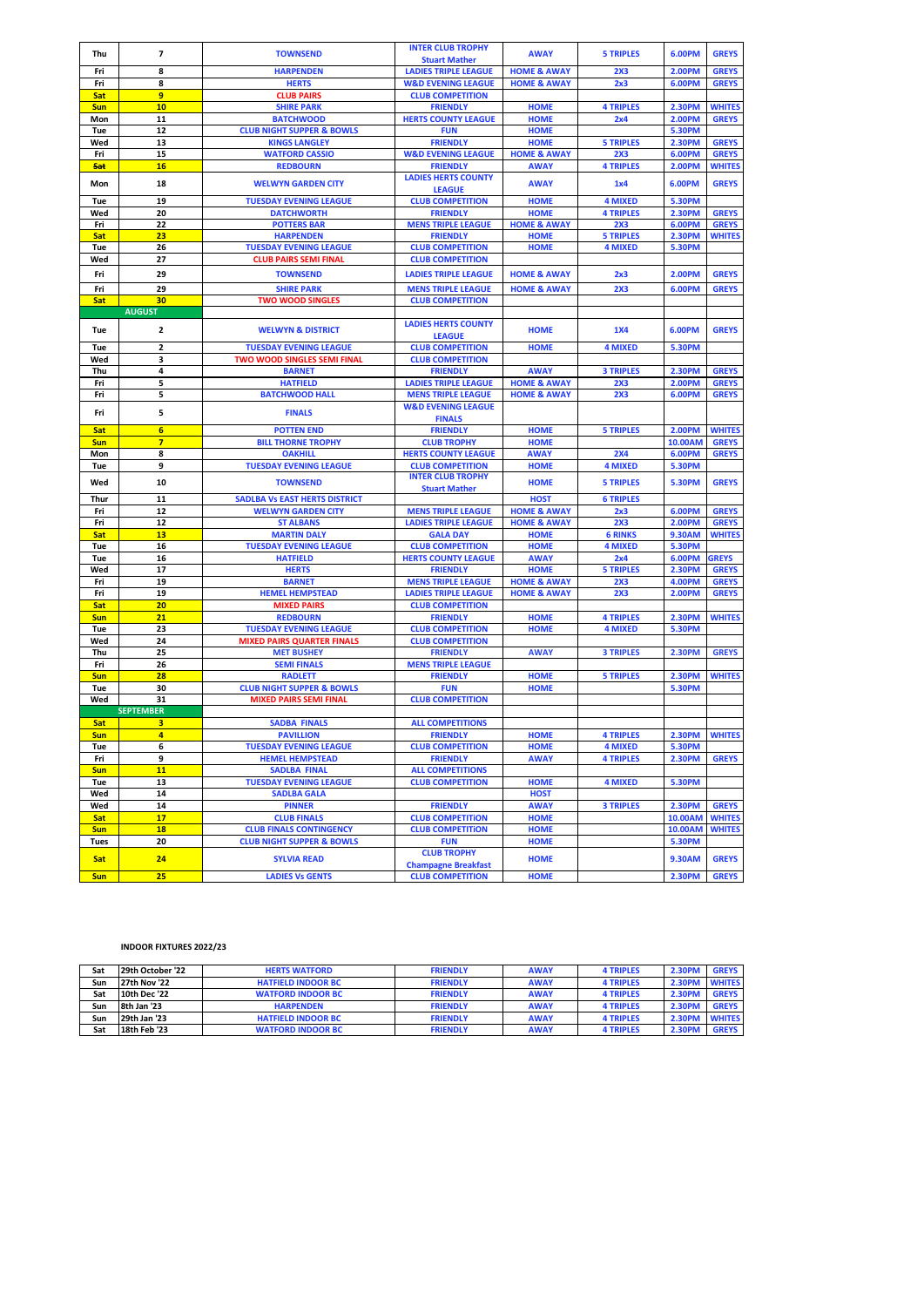| | | | | | | | |
|---|---|---|---|---|---|---|---|
| Thu | 7 | TOWNSEND | INTER CLUB TROPHY Stuart Mather | AWAY | 5 TRIPLES | 6.00PM | GREYS |
| Fri | 8 | HARPENDEN | LADIES TRIPLE LEAGUE | HOME & AWAY | 2X3 | 2.00PM | GREYS |
| Fri | 8 | HERTS | W&D EVENING LEAGUE | HOME & AWAY | 2x3 | 6.00PM | GREYS |
| Sat | 9 | CLUB PAIRS | CLUB COMPETITION | | | | |
| Sun | 10 | SHIRE PARK | FRIENDLY | HOME | 4 TRIPLES | 2.30PM | WHITES |
| Mon | 11 | BATCHWOOD | HERTS COUNTY LEAGUE | HOME | 2x4 | 2.00PM | GREYS |
| Tue | 12 | CLUB NIGHT SUPPER & BOWLS | FUN | HOME | | 5.30PM | |
| Wed | 13 | KINGS LANGLEY | FRIENDLY | HOME | 5 TRIPLES | 2.30PM | GREYS |
| Fri | 15 | WATFORD CASSIO | W&D EVENING LEAGUE | HOME & AWAY | 2X3 | 6.00PM | GREYS |
| ~~Sat~~ | 16 | REDBOURN | FRIENDLY | AWAY | 4 TRIPLES | 2.00PM | WHITES |
| Mon | 18 | WELWYN GARDEN CITY | LADIES HERTS COUNTY LEAGUE | AWAY | 1x4 | 6.00PM | GREYS |
| Tue | 19 | TUESDAY EVENING LEAGUE | CLUB COMPETITION | HOME | 4 MIXED | 5.30PM | |
| Wed | 20 | DATCHWORTH | FRIENDLY | HOME | 4 TRIPLES | 2.30PM | GREYS |
| Fri | 22 | POTTERS BAR | MENS TRIPLE LEAGUE | HOME & AWAY | 2X3 | 6.00PM | GREYS |
| Sat | 23 | HARPENDEN | FRIENDLY | HOME | 5 TRIPLES | 2.30PM | WHITES |
| Tue | 26 | TUESDAY EVENING LEAGUE | CLUB COMPETITION | HOME | 4 MIXED | 5.30PM | |
| Wed | 27 | CLUB PAIRS SEMI FINAL | CLUB COMPETITION | | | | |
| Fri | 29 | TOWNSEND | LADIES TRIPLE LEAGUE | HOME & AWAY | 2x3 | 2.00PM | GREYS |
| Fri | 29 | SHIRE PARK | MENS TRIPLE LEAGUE | HOME & AWAY | 2X3 | 6.00PM | GREYS |
| Sat | 30 | TWO WOOD SINGLES | CLUB COMPETITION | | | | |
| | AUGUST | | | | | | |
| Tue | 2 | WELWYN & DISTRICT | LADIES HERTS COUNTY LEAGUE | HOME | 1X4 | 6.00PM | GREYS |
| Tue | 2 | TUESDAY EVENING LEAGUE | CLUB COMPETITION | HOME | 4 MIXED | 5.30PM | |
| Wed | 3 | TWO WOOD SINGLES SEMI FINAL | CLUB COMPETITION | | | | |
| Thu | 4 | BARNET | FRIENDLY | AWAY | 3 TRIPLES | 2.30PM | GREYS |
| Fri | 5 | HATFIELD | LADIES TRIPLE LEAGUE | HOME & AWAY | 2X3 | 2.00PM | GREYS |
| Fri | 5 | BATCHWOOD HALL | MENS TRIPLE LEAGUE | HOME & AWAY | 2X3 | 6.00PM | GREYS |
| Fri | 5 | FINALS | W&D EVENING LEAGUE FINALS | | | | |
| Sat | 6 | POTTEN END | FRIENDLY | HOME | 5 TRIPLES | 2.00PM | WHITES |
| Sun | 7 | BILL THORNE TROPHY | CLUB TROPHY | HOME | | 10.00AM | GREYS |
| Mon | 8 | OAKHILL | HERTS COUNTY LEAGUE | AWAY | 2X4 | 6.00PM | GREYS |
| Tue | 9 | TUESDAY EVENING LEAGUE | CLUB COMPETITION | HOME | 4 MIXED | 5.30PM | |
| Wed | 10 | TOWNSEND | INTER CLUB TROPHY Stuart Mather | HOME | 5 TRIPLES | 5.30PM | GREYS |
| Thur | 11 | SADLBA Vs EAST HERTS DISTRICT | | HOST | 6 TRIPLES | | |
| Fri | 12 | WELWYN GARDEN CITY | MENS TRIPLE LEAGUE | HOME & AWAY | 2x3 | 6.00PM | GREYS |
| Fri | 12 | ST ALBANS | LADIES TRIPLE LEAGUE | HOME & AWAY | 2X3 | 2.00PM | GREYS |
| Sat | 13 | MARTIN DALY | GALA DAY | HOME | 6 RINKS | 9.30AM | WHITES |
| Tue | 16 | TUESDAY EVENING LEAGUE | CLUB COMPETITION | HOME | 4 MIXED | 5.30PM | |
| Tue | 16 | HATFIELD | HERTS COUNTY LEAGUE | AWAY | 2x4 | 6.00PM | GREYS |
| Wed | 17 | HERTS | FRIENDLY | HOME | 5 TRIPLES | 2.30PM | GREYS |
| Fri | 19 | BARNET | MENS TRIPLE LEAGUE | HOME & AWAY | 2X3 | 4.00PM | GREYS |
| Fri | 19 | HEMEL HEMPSTEAD | LADIES TRIPLE LEAGUE | HOME & AWAY | 2X3 | 2.00PM | GREYS |
| Sat | 20 | MIXED PAIRS | CLUB COMPETITION | | | | |
| Sun | 21 | REDBOURN | FRIENDLY | HOME | 4 TRIPLES | 2.30PM | WHITES |
| Tue | 23 | TUESDAY EVENING LEAGUE | CLUB COMPETITION | HOME | 4 MIXED | 5.30PM | |
| Wed | 24 | MIXED PAIRS QUARTER FINALS | CLUB COMPETITION | | | | |
| Thu | 25 | MET BUSHEY | FRIENDLY | AWAY | 3 TRIPLES | 2.30PM | GREYS |
| Fri | 26 | SEMI FINALS | MENS TRIPLE LEAGUE | | | | |
| Sun | 28 | RADLETT | FRIENDLY | HOME | 5 TRIPLES | 2.30PM | WHITES |
| Tue | 30 | CLUB NIGHT SUPPER & BOWLS | FUN | HOME | | 5.30PM | |
| Wed | 31 | MIXED PAIRS SEMI FINAL | CLUB COMPETITION | | | | |
| | SEPTEMBER | | | | | | |
| Sat | 3 | SADBA FINALS | ALL COMPETITIONS | | | | |
| Sun | 4 | PAVILLION | FRIENDLY | HOME | 4 TRIPLES | 2.30PM | WHITES |
| Tue | 6 | TUESDAY EVENING LEAGUE | CLUB COMPETITION | HOME | 4 MIXED | 5.30PM | |
| Fri | 9 | HEMEL HEMPSTEAD | FRIENDLY | AWAY | 4 TRIPLES | 2.30PM | GREYS |
| Sun | 11 | SADLBA FINAL | ALL COMPETITIONS | | | | |
| Tue | 13 | TUESDAY EVENING LEAGUE | CLUB COMPETITION | HOME | 4 MIXED | 5.30PM | |
| Wed | 14 | SADLBA GALA | | HOST | | | |
| Wed | 14 | PINNER | FRIENDLY | AWAY | 3 TRIPLES | 2.30PM | GREYS |
| Sat | 17 | CLUB FINALS | CLUB COMPETITION | HOME | | 10.00AM | WHITES |
| Sun | 18 | CLUB FINALS CONTINGENCY | CLUB COMPETITION | HOME | | 10.00AM | WHITES |
| Tues | 20 | CLUB NIGHT SUPPER & BOWLS | FUN | HOME | | 5.30PM | |
| Sat | 24 | SYLVIA READ | CLUB TROPHY Champagne Breakfast | HOME | | 9.30AM | GREYS |
| Sun | 25 | LADIES Vs GENTS | CLUB COMPETITION | HOME | | 2.30PM | GREYS |

**INDOOR FIXTURES 2022/23**

| | | | | | | | |
|---|---|---|---|---|---|---|---|
| Sat | 29th October '22 | HERTS WATFORD | FRIENDLY | AWAY | 4 TRIPLES | 2.30PM | GREYS |
| Sun | 27th Nov '22 | HATFIELD INDOOR BC | FRIENDLY | AWAY | 4 TRIPLES | 2.30PM | WHITES |
| Sat | 10th Dec '22 | WATFORD INDOOR BC | FRIENDLY | AWAY | 4 TRIPLES | 2.30PM | GREYS |
| Sun | 8th Jan '23 | HARPENDEN | FRIENDLY | AWAY | 4 TRIPLES | 2.30PM | GREYS |
| Sun | 29th Jan '23 | HATFIELD INDOOR BC | FRIENDLY | AWAY | 4 TRIPLES | 2.30PM | WHITES |
| Sat | 18th Feb '23 | WATFORD INDOOR BC | FRIENDLY | AWAY | 4 TRIPLES | 2.30PM | GREYS |